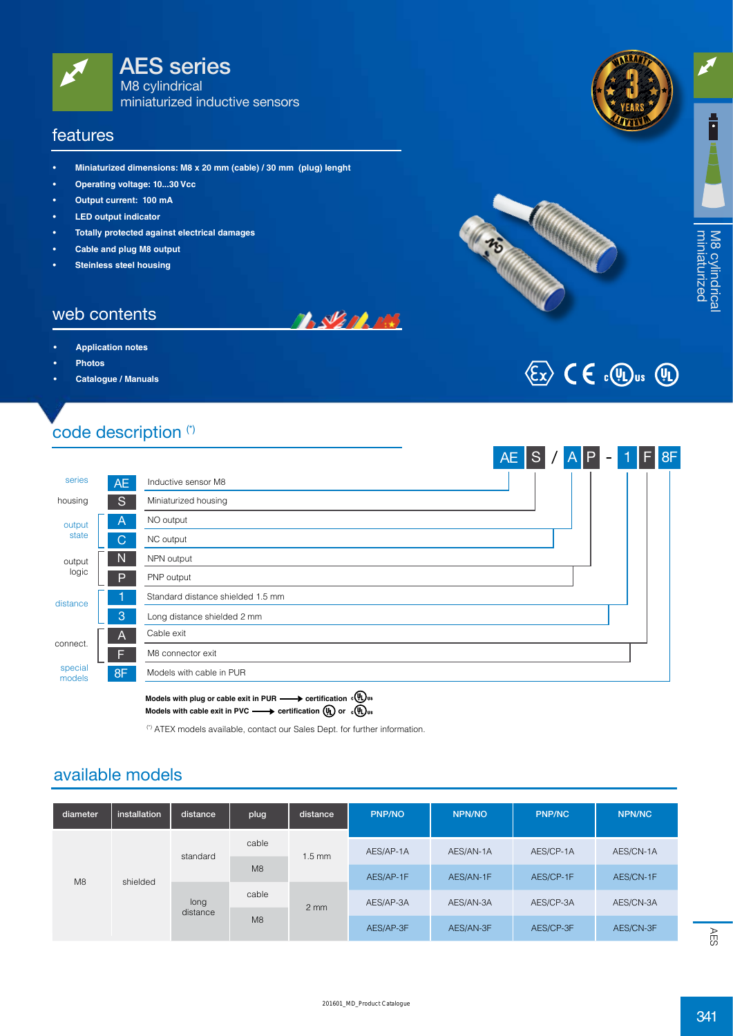# AES series

M8 cylindrical
miniaturized inductive sensors

## features

- Miniaturized dimensions: M8 x 20 mm (cable) / 30 mm (plug) lenght
- Operating voltage: 10...30 Vcc
- Output current: 100 mA
- LED output indicator
- Totally protected against electrical damages
- Cable and plug M8 output
- Steinless steel housing

## web contents

- Application notes
- Photos
- Catalogue / Manuals

## code description (*)

AE S / A P - 1 F 8F

| | Code | Description |
|---|---|---|
| series | AE | Inductive sensor M8 |
| housing | S | Miniaturized housing |
| output state | A | NO output |
| | C | NC output |
| output logic | N | NPN output |
| | P | PNP output |
| distance | 1 | Standard distance shielded 1.5 mm |
| | 3 | Long distance shielded 2 mm |
| connect. | A | Cable exit |
| | F | M8 connector exit |
| special models | 8F | Models with cable in PUR |

**Models with plug or cable exit in PUR ⟶ certification cULus**
**Models with cable exit in PVC ⟶ certification UL or cULus**

(*) ATEX models available, contact our Sales Dept. for further information.

## available models

| diameter | installation | distance | plug | distance | PNP/NO | NPN/NO | PNP/NC | NPN/NC |
|---|---|---|---|---|---|---|---|---|
| M8 | shielded | standard | cable | 1.5 mm | AES/AP-1A | AES/AN-1A | AES/CP-1A | AES/CN-1A |
| | | | M8 | | AES/AP-1F | AES/AN-1F | AES/CP-1F | AES/CN-1F |
| | | long distance | cable | 2 mm | AES/AP-3A | AES/AN-3A | AES/CP-3A | AES/CN-3A |
| | | | M8 | | AES/AP-3F | AES/AN-3F | AES/CP-3F | AES/CN-3F |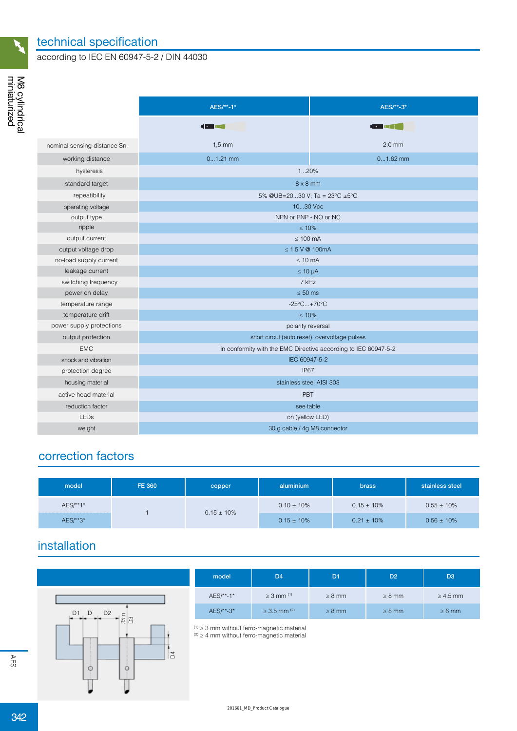## technical specification

according to IEC EN 60947-5-2 / DIN 44030

| | AES/**-1* | AES/**-3* |
|---|---|---|
| nominal sensing distance Sn | 1,5 mm | 2,0 mm |
| working distance | 0...1.21 mm | 0...1.62 mm |
| hysteresis | 1...20% | |
| standard target | 8 x 8 mm | |
| repeatibility | 5% @UB=20...30 V; Ta = 23°C ±5°C | |
| operating voltage | 10...30 Vcc | |
| output type | NPN or PNP - NO or NC | |
| ripple | ≤ 10% | |
| output current | ≤ 100 mA | |
| output voltage drop | ≤ 1.5 V @ 100mA | |
| no-load supply current | ≤ 10 mA | |
| leakage current | ≤ 10 µA | |
| switching frequency | 7 kHz | |
| power on delay | ≤ 50 ms | |
| temperature range | -25°C...+70°C | |
| temperature drift | ≤ 10% | |
| power supply protections | polarity reversal | |
| output protection | short circuit (auto reset), overvoltage pulses | |
| EMC | in conformity with the EMC Directive according to IEC 60947-5-2 | |
| shock and vibration | IEC 60947-5-2 | |
| protection degree | IP67 | |
| housing material | stainless steel AISI 303 | |
| active head material | PBT | |
| reduction factor | see table | |
| LEDs | on (yellow LED) | |
| weight | 30 g cable / 4g M8 connector | |

## correction factors

| model | FE 360 | copper | aluminium | brass | stainless steel |
|---|---|---|---|---|---|
| AES/**1* | 1 | 0.15 ± 10% | 0.10 ± 10% | 0.15 ± 10% | 0.55 ± 10% |
| AES/**3* | | | 0.15 ± 10% | 0.21 ± 10% | 0.56 ± 10% |

## installation

D1 D D2 35 n D3 D4

| model | D4 | D1 | D2 | D3 |
|---|---|---|---|---|
| AES/**-1* | ≥ 3 mm [1] | ≥ 8 mm | ≥ 8 mm | ≥ 4.5 mm |
| AES/**-3* | ≥ 3.5 mm [2] | ≥ 8 mm | ≥ 8 mm | ≥ 6 mm |

[1] ≥ 3 mm without ferro-magnetic material
[2] ≥ 4 mm without ferro-magnetic material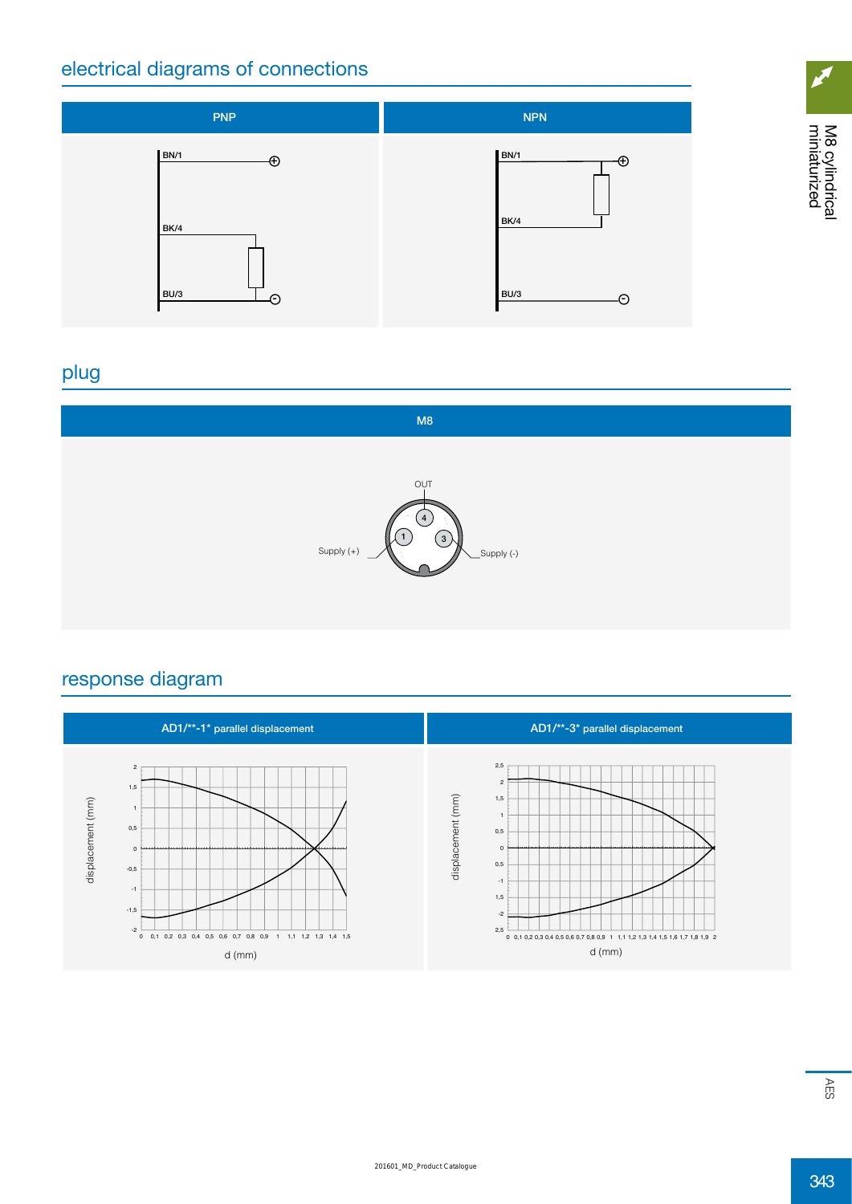## electrical diagrams of connections

| PNP | NPN |
| --- | --- |
| BN/1 ⊕<br>BK/4<br>BU/3 ⊖ | BN/1 ⊕<br>BK/4<br>BU/3 ⊖ |

## plug

**M8**

OUT (4)
Supply (+) (1)
Supply (-) (3)

## response diagram

| AD1/**-1* parallel displacement | AD1/**-3* parallel displacement |
| --- | --- |
| displacement (mm) vs d (mm) | displacement (mm) vs d (mm) |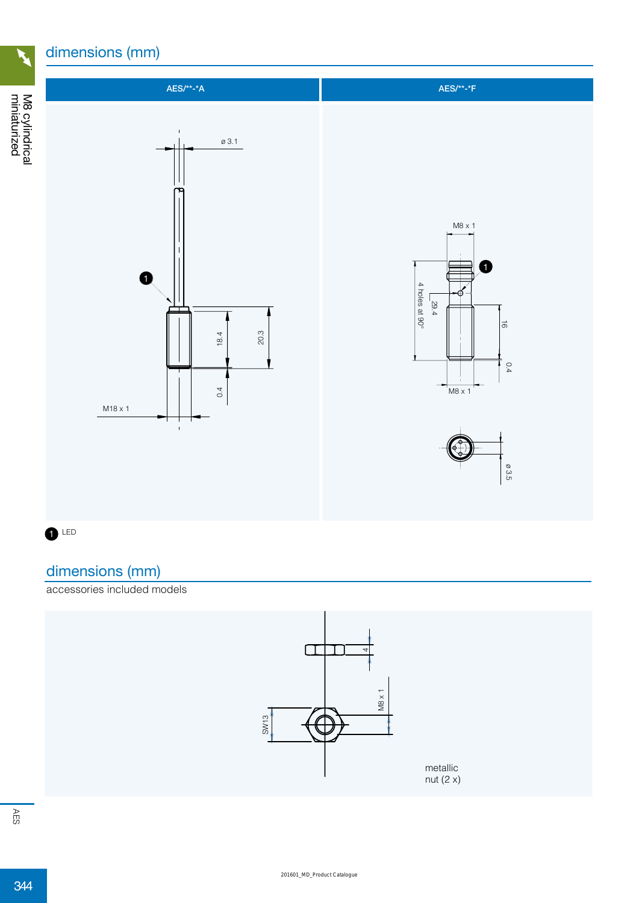## dimensions (mm)

| AES/**-*A | AES/**-*F |
|---|---|
| ø 3.1<br>18.4<br>20.3<br>0.4<br>M18 x 1 | M8 x 1<br>4 holes at 90°<br>29.4<br>16<br>0.4<br>M8 x 1<br>ø 3.5 |

1 LED

## dimensions (mm)

accessories included models

4

M8 x 1

SW13

metallic nut (2 x)